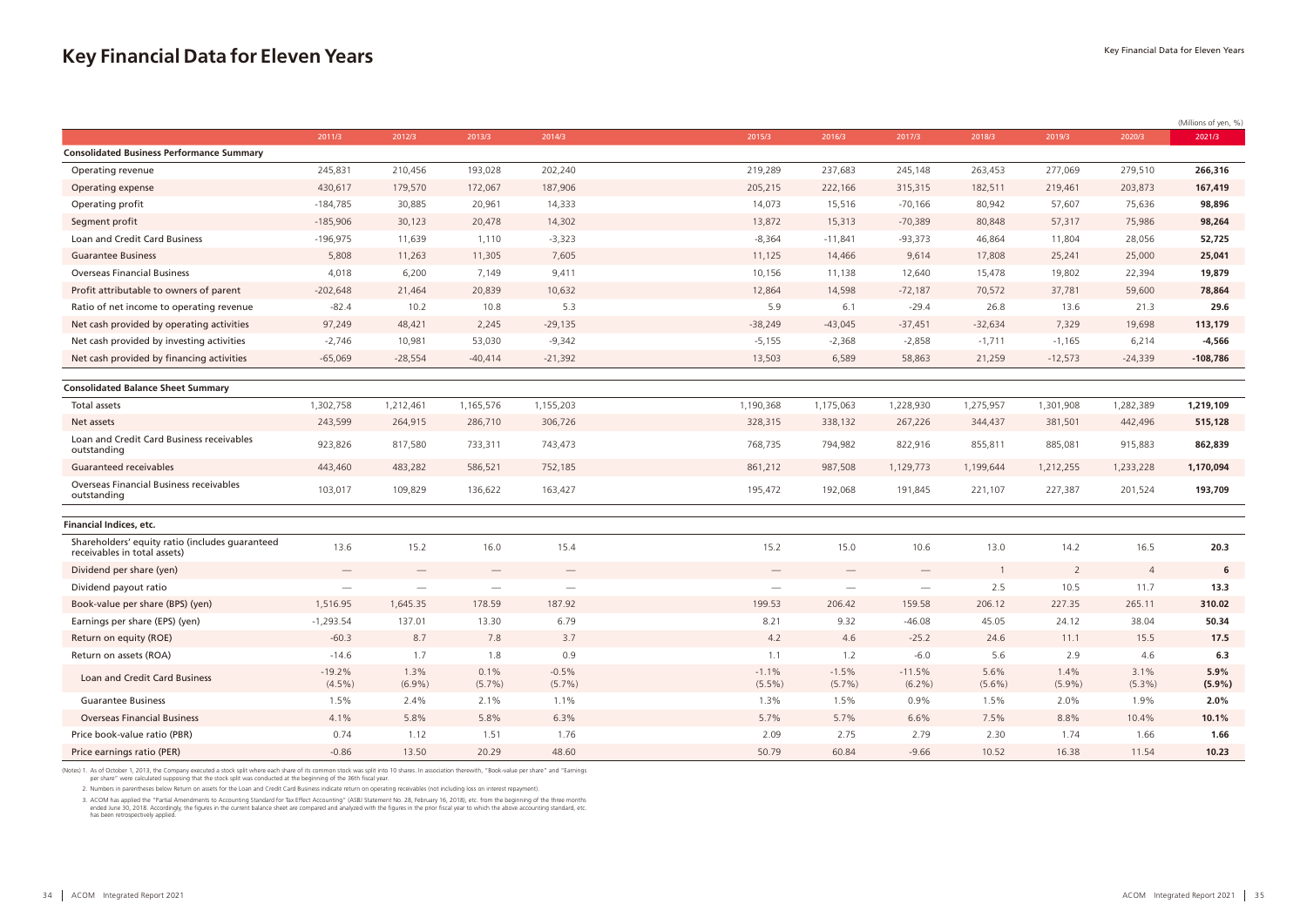# Key Financial Data for Eleven Years

(Millions of yen, %)

| | 2011/3 | 2012/3 | 2013/3 | 2014/3 | 2015/3 | 2016/3 | 2017/3 | 2018/3 | 2019/3 | 2020/3 | 2021/3 |
|---|---|---|---|---|---|---|---|---|---|---|---|
| **Consolidated Business Performance Summary** | | | | | | | | | | | |
| Operating revenue | 245,831 | 210,456 | 193,028 | 202,240 | 219,289 | 237,683 | 245,148 | 263,453 | 277,069 | 279,510 | **266,316** |
| Operating expense | 430,617 | 179,570 | 172,067 | 187,906 | 205,215 | 222,166 | 315,315 | 182,511 | 219,461 | 203,873 | **167,419** |
| Operating profit | -184,785 | 30,885 | 20,961 | 14,333 | 14,073 | 15,516 | -70,166 | 80,942 | 57,607 | 75,636 | **98,896** |
| Segment profit | -185,906 | 30,123 | 20,478 | 14,302 | 13,872 | 15,313 | -70,389 | 80,848 | 57,317 | 75,986 | **98,264** |
| Loan and Credit Card Business | -196,975 | 11,639 | 1,110 | -3,323 | -8,364 | -11,841 | -93,373 | 46,864 | 11,804 | 28,056 | **52,725** |
| Guarantee Business | 5,808 | 11,263 | 11,305 | 7,605 | 11,125 | 14,466 | 9,614 | 17,808 | 25,241 | 25,000 | **25,041** |
| Overseas Financial Business | 4,018 | 6,200 | 7,149 | 9,411 | 10,156 | 11,138 | 12,640 | 15,478 | 19,802 | 22,394 | **19,879** |
| Profit attributable to owners of parent | -202,648 | 21,464 | 20,839 | 10,632 | 12,864 | 14,598 | -72,187 | 70,572 | 37,781 | 59,600 | **78,864** |
| Ratio of net income to operating revenue | -82.4 | 10.2 | 10.8 | 5.3 | 5.9 | 6.1 | -29.4 | 26.8 | 13.6 | 21.3 | **29.6** |
| Net cash provided by operating activities | 97,249 | 48,421 | 2,245 | -29,135 | -38,249 | -43,045 | -37,451 | -32,634 | 7,329 | 19,698 | **113,179** |
| Net cash provided by investing activities | -2,746 | 10,981 | 53,030 | -9,342 | -5,155 | -2,368 | -2,858 | -1,711 | -1,165 | 6,214 | **-4,566** |
| Net cash provided by financing activities | -65,069 | -28,554 | -40,414 | -21,392 | 13,503 | 6,589 | 58,863 | 21,259 | -12,573 | -24,339 | **-108,786** |
| **Consolidated Balance Sheet Summary** | | | | | | | | | | | |
| Total assets | 1,302,758 | 1,212,461 | 1,165,576 | 1,155,203 | 1,190,368 | 1,175,063 | 1,228,930 | 1,275,957 | 1,301,908 | 1,282,389 | **1,219,109** |
| Net assets | 243,599 | 264,915 | 286,710 | 306,726 | 328,315 | 338,132 | 267,226 | 344,437 | 381,501 | 442,496 | **515,128** |
| Loan and Credit Card Business receivables outstanding | 923,826 | 817,580 | 733,311 | 743,473 | 768,735 | 794,982 | 822,916 | 855,811 | 885,081 | 915,883 | **862,839** |
| Guaranteed receivables | 443,460 | 483,282 | 586,521 | 752,185 | 861,212 | 987,508 | 1,129,773 | 1,199,644 | 1,212,255 | 1,233,228 | **1,170,094** |
| Overseas Financial Business receivables outstanding | 103,017 | 109,829 | 136,622 | 163,427 | 195,472 | 192,068 | 191,845 | 221,107 | 227,387 | 201,524 | **193,709** |
| **Financial Indices, etc.** | | | | | | | | | | | |
| Shareholders' equity ratio (includes guaranteed receivables in total assets) | 13.6 | 15.2 | 16.0 | 15.4 | 15.2 | 15.0 | 10.6 | 13.0 | 14.2 | 16.5 | **20.3** |
| Dividend per share (yen) | — | — | — | — | — | — | — | 1 | 2 | 4 | **6** |
| Dividend payout ratio | — | — | — | — | — | — | — | 2.5 | 10.5 | 11.7 | **13.3** |
| Book-value per share (BPS) (yen) | 1,516.95 | 1,645.35 | 178.59 | 187.92 | 199.53 | 206.42 | 159.58 | 206.12 | 227.35 | 265.11 | **310.02** |
| Earnings per share (EPS) (yen) | -1,293.54 | 137.01 | 13.30 | 6.79 | 8.21 | 9.32 | -46.08 | 45.05 | 24.12 | 38.04 | **50.34** |
| Return on equity (ROE) | -60.3 | 8.7 | 7.8 | 3.7 | 4.2 | 4.6 | -25.2 | 24.6 | 11.1 | 15.5 | **17.5** |
| Return on assets (ROA) | -14.6 | 1.7 | 1.8 | 0.9 | 1.1 | 1.2 | -6.0 | 5.6 | 2.9 | 4.6 | **6.3** |
| Loan and Credit Card Business | -19.2% (4.5%) | 1.3% (6.9%) | 0.1% (5.7%) | -0.5% (5.7%) | -1.1% (5.5%) | -1.5% (5.7%) | -11.5% (6.2%) | 5.6% (5.6%) | 1.4% (5.9%) | 3.1% (5.3%) | **5.9% (5.9%)** |
| Guarantee Business | 1.5% | 2.4% | 2.1% | 1.1% | 1.3% | 1.5% | 0.9% | 1.5% | 2.0% | 1.9% | **2.0%** |
| Overseas Financial Business | 4.1% | 5.8% | 5.8% | 6.3% | 5.7% | 5.7% | 6.6% | 7.5% | 8.8% | 10.4% | **10.1%** |
| Price book-value ratio (PBR) | 0.74 | 1.12 | 1.51 | 1.76 | 2.09 | 2.75 | 2.79 | 2.30 | 1.74 | 1.66 | **1.66** |
| Price earnings ratio (PER) | -0.86 | 13.50 | 20.29 | 48.60 | 50.79 | 60.84 | -9.66 | 10.52 | 16.38 | 11.54 | **10.23** |

(Notes) 1. As of October 1, 2013, the Company executed a stock split where each share of its common stock was split into 10 shares. In association therewith, "Book-value per share" and "Earnings per share" were calculated supposing that the stock split was conducted at the beginning of the 36th fiscal year.

2. Numbers in parentheses below Return on assets for the Loan and Credit Card Business indicate return on operating receivables (not including loss on interest repayment).

3. ACOM has applied the "Partial Amendments to Accounting Standard for Tax Effect Accounting" (ASBJ Statement No. 28, February 16, 2018), etc. from the beginning of the three months ended June 30, 2018. Accordingly, the figures in the current balance sheet are compared and analyzed with the figures in the prior fiscal year to which the above accounting standard, etc. has been retrospectively applied.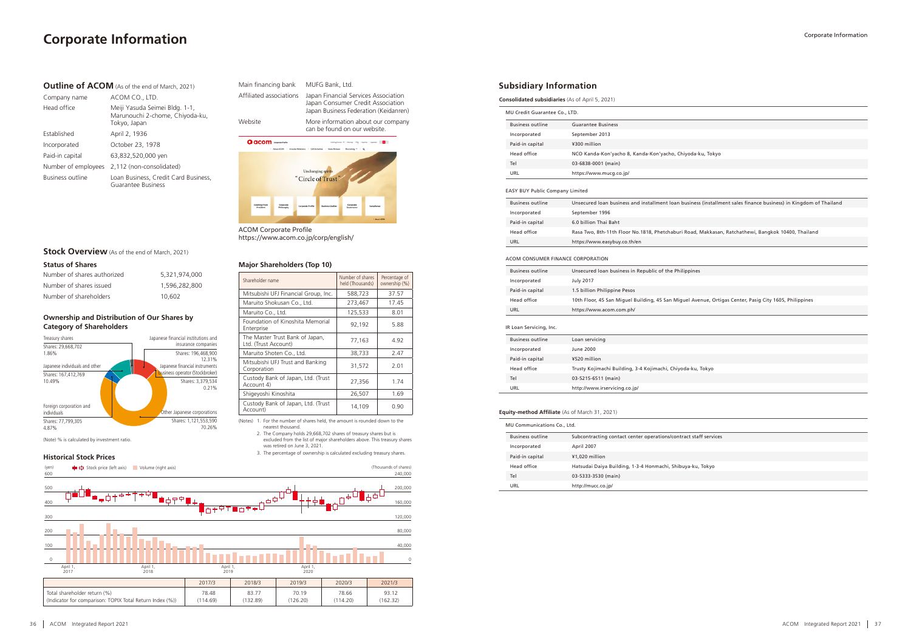# Corporate Information

## Outline of ACOM (As of the end of March, 2021)

| | |
|---|---|
| Company name | ACOM CO., LTD. |
| Head office | Meiji Yasuda Seimei Bldg. 1-1, Marunouchi 2-chome, Chiyoda-ku, Tokyo, Japan |
| Established | April 2, 1936 |
| Incorporated | October 23, 1978 |
| Paid-in capital | 63,832,520,000 yen |
| Number of employees | 2,112 (non-consolidated) |
| Business outline | Loan Business, Credit Card Business, Guarantee Business |
| Main financing bank | MUFG Bank, Ltd. |
| Affiliated associations | Japan Financial Services Association<br>Japan Consumer Credit Association<br>Japan Business Federation (Keidanren) |
| Website | More information about our company can be found on our website. |

ACOM Corporate Profile
https://www.acom.co.jp/corp/english/

## Stock Overview (As of the end of March, 2021)

### Status of Shares

| | |
|---|---|
| Number of shares authorized | 5,321,974,000 |
| Number of shares issued | 1,596,282,800 |
| Number of shareholders | 10,602 |

### Ownership and Distribution of Our Shares by Category of Shareholders

Treasury shares
Shares: 29,668,702
1.86%

Japanese individuals and other
Shares: 167,412,769
10.49%

Foreign corporation and individuals
Shares: 77,799,305
4.87%

Japanese financial institutions and insurance companies
Shares: 196,468,900
12.31%

Japanese financial instruments business operator (Stockbroker)
Shares: 3,379,534
0.21%

Other Japanese corporations
Shares: 1,121,553,590
70.26%

(Note) % is calculated by investment ratio.

### Major Shareholders (Top 10)

| Shareholder name | Number of shares held (Thousands) | Percentage of ownership (%) |
|---|---|---|
| Mitsubishi UFJ Financial Group, Inc. | 588,723 | 37.57 |
| Maruito Shokusan Co., Ltd. | 273,467 | 17.45 |
| Maruito Co., Ltd. | 125,533 | 8.01 |
| Foundation of Kinoshita Memorial Enterprise | 92,192 | 5.88 |
| The Master Trust Bank of Japan, Ltd. (Trust Account) | 77,163 | 4.92 |
| Maruito Shoten Co., Ltd. | 38,733 | 2.47 |
| Mitsubishi UFJ Trust and Banking Corporation | 31,572 | 2.01 |
| Custody Bank of Japan, Ltd. (Trust Account 4) | 27,356 | 1.74 |
| Shigeyoshi Kinoshita | 26,507 | 1.69 |
| Custody Bank of Japan, Ltd. (Trust Account) | 14,109 | 0.90 |

(Notes)
1. For the number of shares held, the amount is rounded down to the nearest thousand.
2. The Company holds 29,668,702 shares of treasury shares but is excluded from the list of major shareholders above. This treasury shares was retired on June 3, 2021.
3. The percentage of ownership is calculated excluding treasury shares.

### Historical Stock Prices

(yen) Stock price (left axis) Volume (right axis) (Thousands of shares)
600 500 400 300 200 100 0
240,000 200,000 160,000 120,000 80,000 40,000 0
April 1, 2017 April 1, 2018 April 1, 2019 April 1, 2020

| | 2017/3 | 2018/3 | 2019/3 | 2020/3 | 2021/3 |
|---|---|---|---|---|---|
| Total shareholder return (%)<br>(Indicator for comparison: TOPIX Total Return Index (%)) | 78.48<br>(114.69) | 83.77<br>(132.89) | 70.19<br>(126.20) | 78.66<br>(114.20) | 93.12<br>(162.32) |

## Subsidiary Information

**Consolidated subsidiaries** (As of April 5, 2021)

MU Credit Guarantee Co., LTD.

| | |
|---|---|
| Business outline | Guarantee Business |
| Incorporated | September 2013 |
| Paid-in capital | ¥300 million |
| Head office | NCO Kanda-Kon'yacho 8, Kanda-Kon'yacho, Chiyoda-ku, Tokyo |
| Tel | 03-6838-0001 (main) |
| URL | https://www.mucg.co.jp/ |

EASY BUY Public Company Limited

| | |
|---|---|
| Business outline | Unsecured loan business and installment loan business (installment sales finance business) in Kingdom of Thailand |
| Incorporated | September 1996 |
| Paid-in capital | 6.0 billion Thai Baht |
| Head office | Rasa Two, 8th-11th Floor No.1818, Phetchaburi Road, Makkasan, Ratchathewi, Bangkok 10400, Thailand |
| URL | https://www.easybuy.co.th/en |

ACOM CONSUMER FINANCE CORPORATION

| | |
|---|---|
| Business outline | Unsecured loan business in Republic of the Philippines |
| Incorporated | July 2017 |
| Paid-in capital | 1.5 billion Philippine Pesos |
| Head office | 10th Floor, 45 San Miguel Building, 45 San Miguel Avenue, Ortigas Center, Pasig City 1605, Philippines |
| URL | https://www.acom.com.ph/ |

IR Loan Servicing, Inc.

| | |
|---|---|
| Business outline | Loan servicing |
| Incorporated | June 2000 |
| Paid-in capital | ¥520 million |
| Head office | Trusty Kojimachi Building, 3-4 Kojimachi, Chiyoda-ku, Tokyo |
| Tel | 03-5215-6511 (main) |
| URL | http://www.irservicing.co.jp/ |

**Equity-method Affiliate** (As of March 31, 2021)

MU Communications Co., Ltd.

| | |
|---|---|
| Business outline | Subcontracting contact center operations/contract staff services |
| Incorporated | April 2007 |
| Paid-in capital | ¥1,020 million |
| Head office | Hatsudai Daiya Building, 1-3-4 Honmachi, Shibuya-ku, Tokyo |
| Tel | 03-5333-3530 (main) |
| URL | http://mucc.co.jp/ |